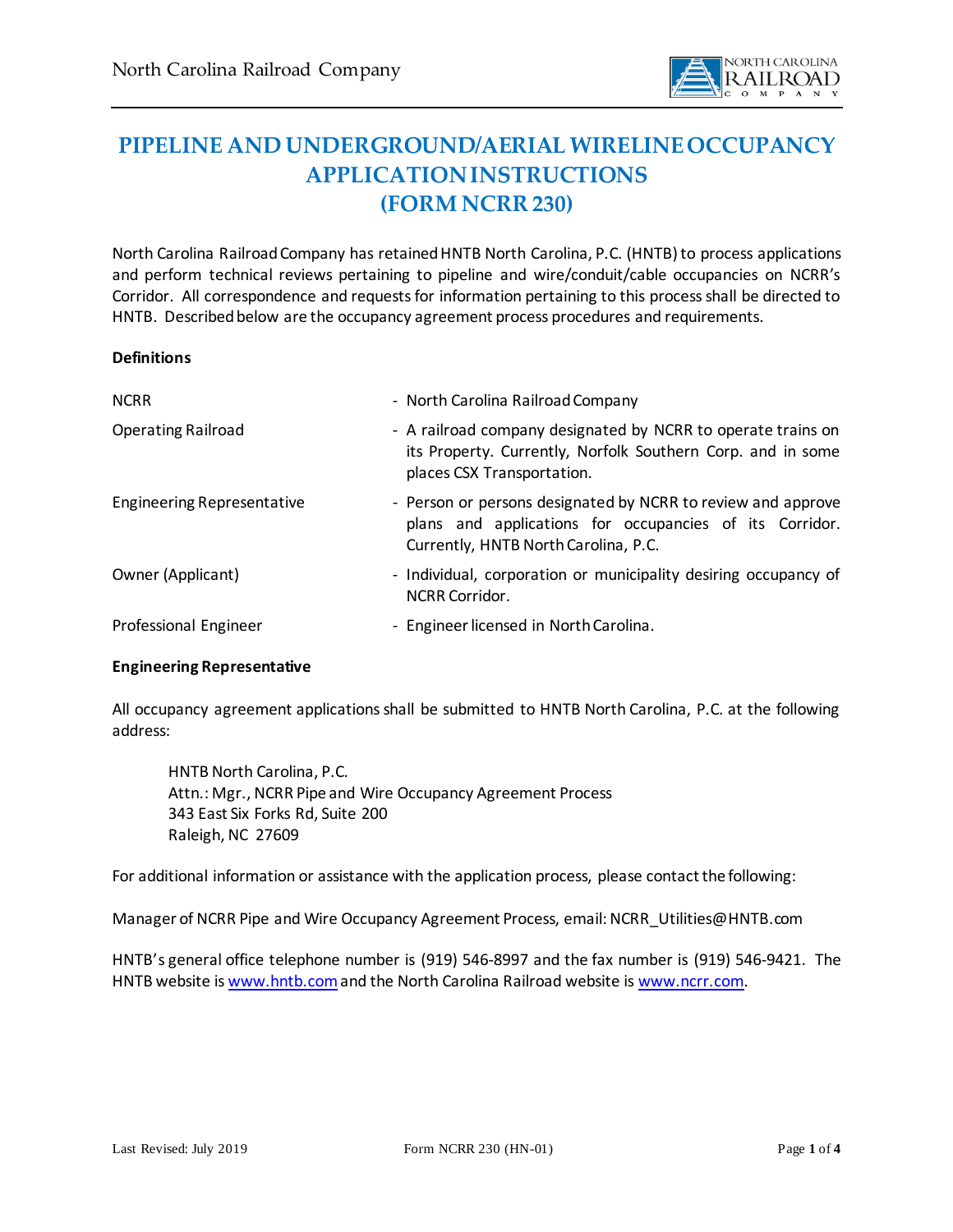# PIPELINE AND UNDERGROUND/AERIAL WIRELINE OCCUPANCY APPLICATION INSTRUCTIONS (FORM NCRR 230)

North Carolina Railroad Company has retained HNTB North Carolina, P.C. (HNTB) to process applications and perform technical reviews pertaining to pipeline and wire/conduit/cable occupancies on NCRR's Corridor. All correspondence and requests for information pertaining to this process shall be directed to HNTB. Described below are the occupancy agreement process procedures and requirements.

**Definitions**

| | |
|---|---|
| NCRR | - North Carolina Railroad Company |
| Operating Railroad | - A railroad company designated by NCRR to operate trains on its Property. Currently, Norfolk Southern Corp. and in some places CSX Transportation. |
| Engineering Representative | - Person or persons designated by NCRR to review and approve plans and applications for occupancies of its Corridor. Currently, HNTB North Carolina, P.C. |
| Owner (Applicant) | - Individual, corporation or municipality desiring occupancy of NCRR Corridor. |
| Professional Engineer | - Engineer licensed in North Carolina. |

**Engineering Representative**

All occupancy agreement applications shall be submitted to HNTB North Carolina, P.C. at the following address:

> HNTB North Carolina, P.C.
> Attn.: Mgr., NCRR Pipe and Wire Occupancy Agreement Process
> 343 East Six Forks Rd, Suite 200
> Raleigh, NC 27609

For additional information or assistance with the application process, please contact the following:

Manager of NCRR Pipe and Wire Occupancy Agreement Process, email: NCRR_Utilities@HNTB.com

HNTB's general office telephone number is (919) 546-8997 and the fax number is (919) 546-9421. The HNTB website is www.hntb.com and the North Carolina Railroad website is www.ncrr.com.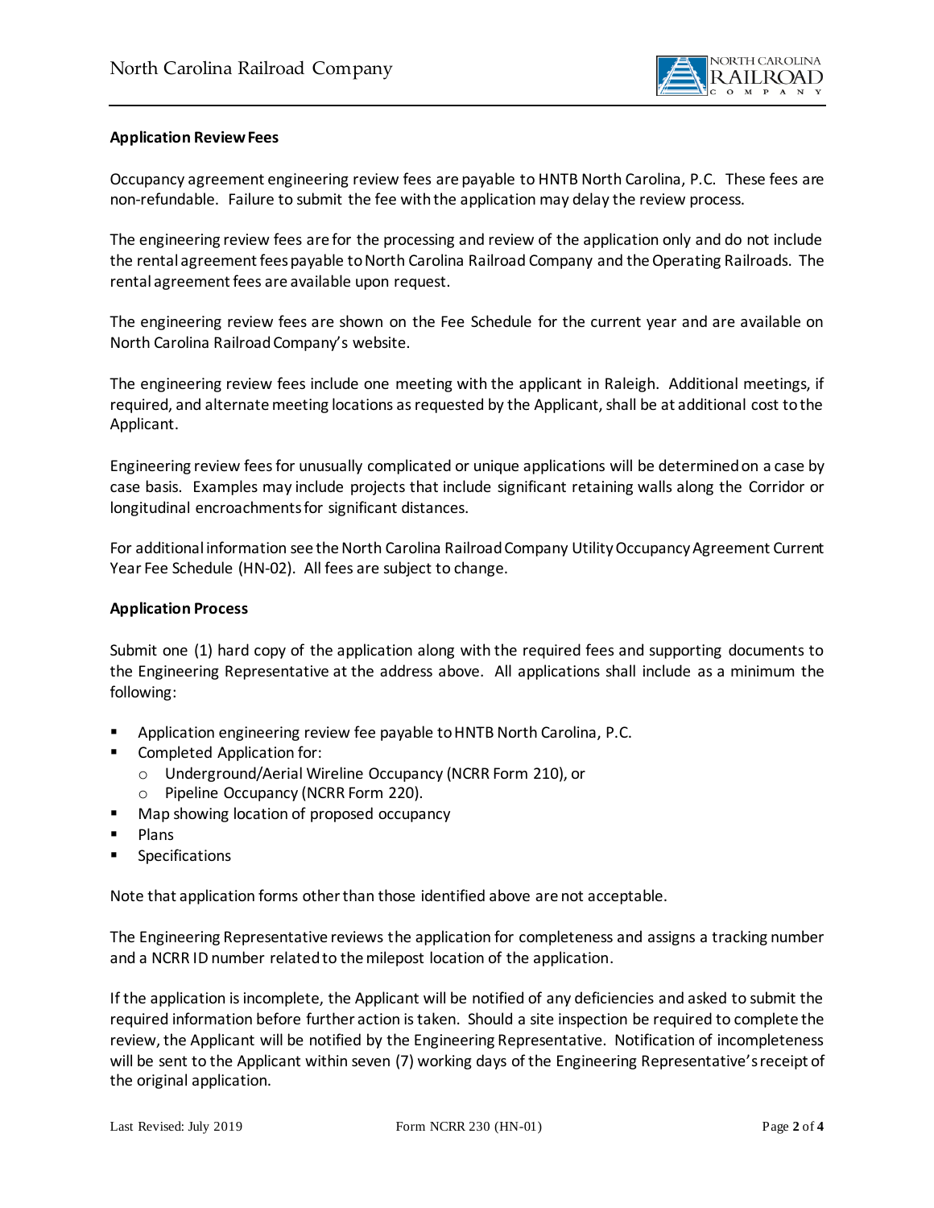**Application Review Fees**

Occupancy agreement engineering review fees are payable to HNTB North Carolina, P.C. These fees are non-refundable. Failure to submit the fee with the application may delay the review process.

The engineering review fees are for the processing and review of the application only and do not include the rental agreement fees payable to North Carolina Railroad Company and the Operating Railroads. The rental agreement fees are available upon request.

The engineering review fees are shown on the Fee Schedule for the current year and are available on North Carolina Railroad Company's website.

The engineering review fees include one meeting with the applicant in Raleigh. Additional meetings, if required, and alternate meeting locations as requested by the Applicant, shall be at additional cost to the Applicant.

Engineering review fees for unusually complicated or unique applications will be determined on a case by case basis. Examples may include projects that include significant retaining walls along the Corridor or longitudinal encroachments for significant distances.

For additional information see the North Carolina Railroad Company Utility Occupancy Agreement Current Year Fee Schedule (HN-02). All fees are subject to change.

**Application Process**

Submit one (1) hard copy of the application along with the required fees and supporting documents to the Engineering Representative at the address above. All applications shall include as a minimum the following:

- Application engineering review fee payable to HNTB North Carolina, P.C.
- Completed Application for:
  - Underground/Aerial Wireline Occupancy (NCRR Form 210), or
  - Pipeline Occupancy (NCRR Form 220).
- Map showing location of proposed occupancy
- Plans
- Specifications

Note that application forms other than those identified above are not acceptable.

The Engineering Representative reviews the application for completeness and assigns a tracking number and a NCRR ID number related to the milepost location of the application.

If the application is incomplete, the Applicant will be notified of any deficiencies and asked to submit the required information before further action is taken. Should a site inspection be required to complete the review, the Applicant will be notified by the Engineering Representative. Notification of incompleteness will be sent to the Applicant within seven (7) working days of the Engineering Representative's receipt of the original application.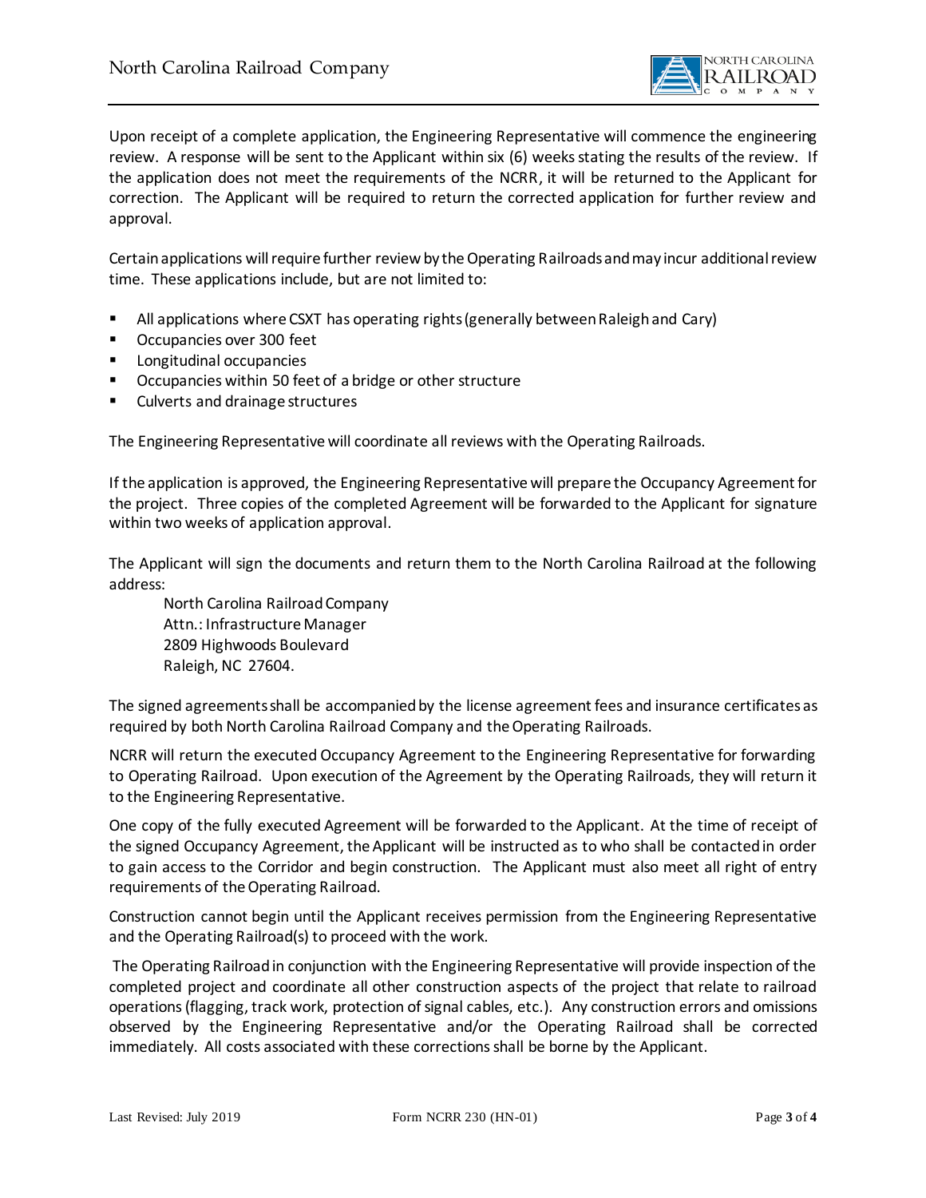Upon receipt of a complete application, the Engineering Representative will commence the engineering review. A response will be sent to the Applicant within six (6) weeks stating the results of the review. If the application does not meet the requirements of the NCRR, it will be returned to the Applicant for correction. The Applicant will be required to return the corrected application for further review and approval.

Certain applications will require further review by the Operating Railroads and may incur additional review time. These applications include, but are not limited to:

- All applications where CSXT has operating rights (generally between Raleigh and Cary)
- Occupancies over 300 feet
- Longitudinal occupancies
- Occupancies within 50 feet of a bridge or other structure
- Culverts and drainage structures

The Engineering Representative will coordinate all reviews with the Operating Railroads.

If the application is approved, the Engineering Representative will prepare the Occupancy Agreement for the project. Three copies of the completed Agreement will be forwarded to the Applicant for signature within two weeks of application approval.

The Applicant will sign the documents and return them to the North Carolina Railroad at the following address:

North Carolina Railroad Company
Attn.: Infrastructure Manager
2809 Highwoods Boulevard
Raleigh, NC 27604.

The signed agreements shall be accompanied by the license agreement fees and insurance certificates as required by both North Carolina Railroad Company and the Operating Railroads.

NCRR will return the executed Occupancy Agreement to the Engineering Representative for forwarding to Operating Railroad. Upon execution of the Agreement by the Operating Railroads, they will return it to the Engineering Representative.

One copy of the fully executed Agreement will be forwarded to the Applicant. At the time of receipt of the signed Occupancy Agreement, the Applicant will be instructed as to who shall be contacted in order to gain access to the Corridor and begin construction. The Applicant must also meet all right of entry requirements of the Operating Railroad.

Construction cannot begin until the Applicant receives permission from the Engineering Representative and the Operating Railroad(s) to proceed with the work.

The Operating Railroad in conjunction with the Engineering Representative will provide inspection of the completed project and coordinate all other construction aspects of the project that relate to railroad operations (flagging, track work, protection of signal cables, etc.). Any construction errors and omissions observed by the Engineering Representative and/or the Operating Railroad shall be corrected immediately. All costs associated with these corrections shall be borne by the Applicant.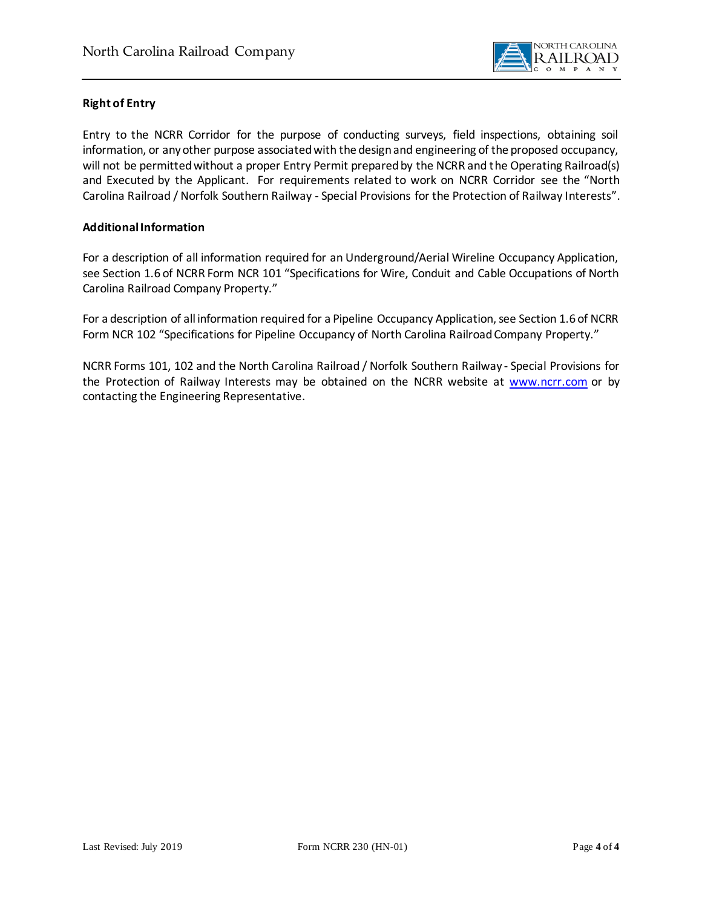**Right of Entry**

Entry to the NCRR Corridor for the purpose of conducting surveys, field inspections, obtaining soil information, or any other purpose associated with the design and engineering of the proposed occupancy, will not be permitted without a proper Entry Permit prepared by the NCRR and the Operating Railroad(s) and Executed by the Applicant. For requirements related to work on NCRR Corridor see the "North Carolina Railroad / Norfolk Southern Railway - Special Provisions for the Protection of Railway Interests".

**Additional Information**

For a description of all information required for an Underground/Aerial Wireline Occupancy Application, see Section 1.6 of NCRR Form NCR 101 "Specifications for Wire, Conduit and Cable Occupations of North Carolina Railroad Company Property."

For a description of all information required for a Pipeline Occupancy Application, see Section 1.6 of NCRR Form NCR 102 "Specifications for Pipeline Occupancy of North Carolina Railroad Company Property."

NCRR Forms 101, 102 and the North Carolina Railroad / Norfolk Southern Railway - Special Provisions for the Protection of Railway Interests may be obtained on the NCRR website at www.ncrr.com or by contacting the Engineering Representative.